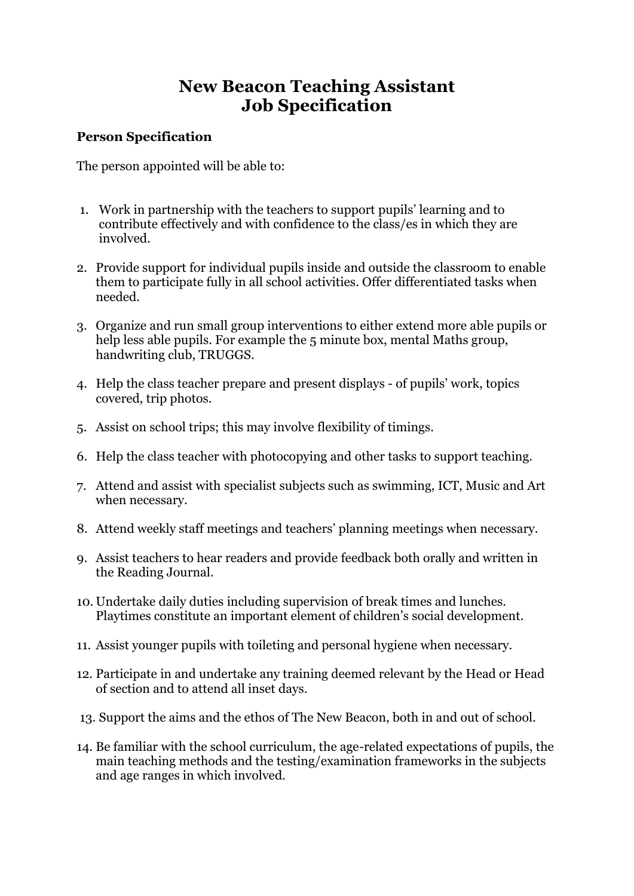# New Beacon Teaching Assistant
# Job Specification

**Person Specification**

The person appointed will be able to:

1. Work in partnership with the teachers to support pupils' learning and to contribute effectively and with confidence to the class/es in which they are involved.
2. Provide support for individual pupils inside and outside the classroom to enable them to participate fully in all school activities. Offer differentiated tasks when needed.
3. Organize and run small group interventions to either extend more able pupils or help less able pupils. For example the 5 minute box, mental Maths group, handwriting club, TRUGGS.
4. Help the class teacher prepare and present displays - of pupils' work, topics covered, trip photos.
5. Assist on school trips; this may involve flexibility of timings.
6. Help the class teacher with photocopying and other tasks to support teaching.
7. Attend and assist with specialist subjects such as swimming, ICT, Music and Art when necessary.
8. Attend weekly staff meetings and teachers' planning meetings when necessary.
9. Assist teachers to hear readers and provide feedback both orally and written in the Reading Journal.
10. Undertake daily duties including supervision of break times and lunches. Playtimes constitute an important element of children's social development.
11. Assist younger pupils with toileting and personal hygiene when necessary.
12. Participate in and undertake any training deemed relevant by the Head or Head of section and to attend all inset days.
13. Support the aims and the ethos of The New Beacon, both in and out of school.
14. Be familiar with the school curriculum, the age-related expectations of pupils, the main teaching methods and the testing/examination frameworks in the subjects and age ranges in which involved.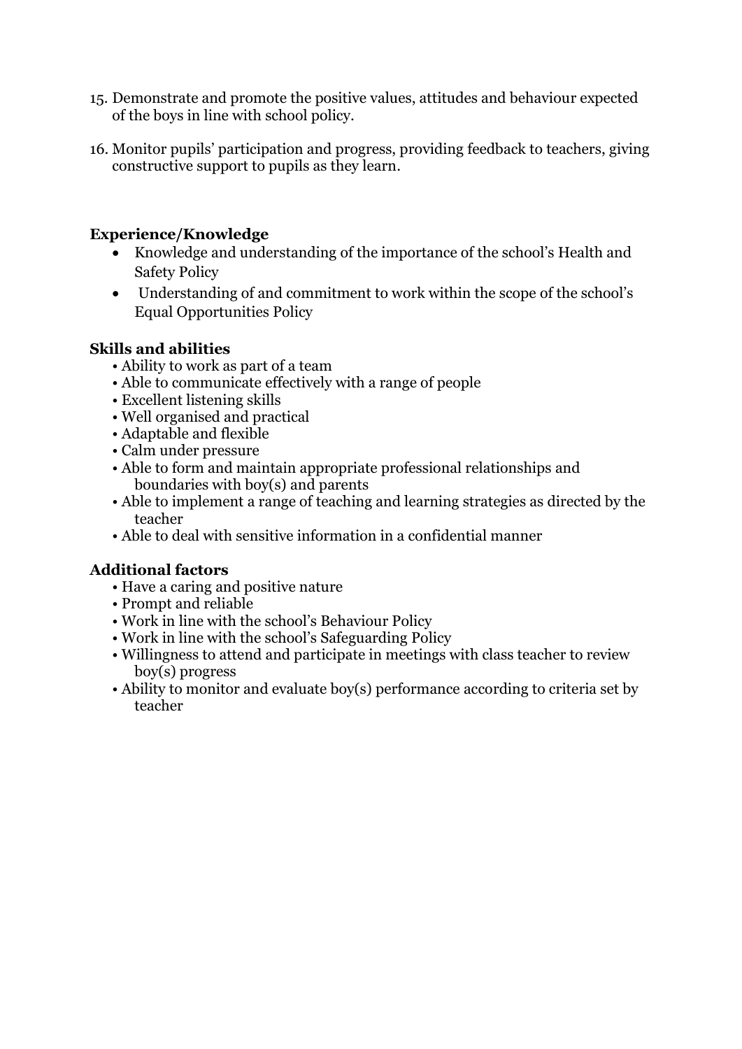15. Demonstrate and promote the positive values, attitudes and behaviour expected of the boys in line with school policy.

16. Monitor pupils' participation and progress, providing feedback to teachers, giving constructive support to pupils as they learn.

**Experience/Knowledge**

- Knowledge and understanding of the importance of the school's Health and Safety Policy
- Understanding of and commitment to work within the scope of the school's Equal Opportunities Policy

**Skills and abilities**

- Ability to work as part of a team
- Able to communicate effectively with a range of people
- Excellent listening skills
- Well organised and practical
- Adaptable and flexible
- Calm under pressure
- Able to form and maintain appropriate professional relationships and boundaries with boy(s) and parents
- Able to implement a range of teaching and learning strategies as directed by the teacher
- Able to deal with sensitive information in a confidential manner

**Additional factors**

- Have a caring and positive nature
- Prompt and reliable
- Work in line with the school's Behaviour Policy
- Work in line with the school's Safeguarding Policy
- Willingness to attend and participate in meetings with class teacher to review boy(s) progress
- Ability to monitor and evaluate boy(s) performance according to criteria set by teacher